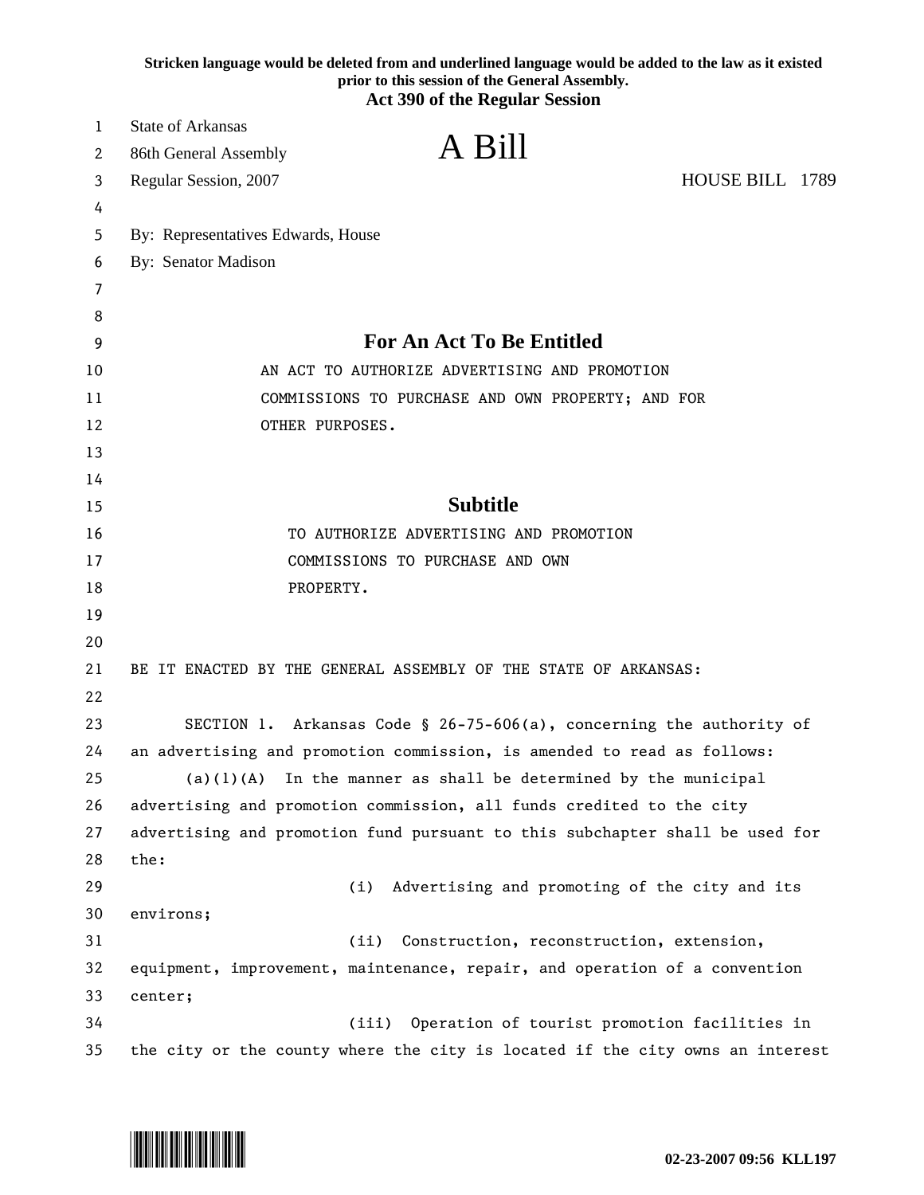Stricken language would be deleted from and underlined language would be added to the law as it existed prior to this session of the General Assembly.

**Act 390 of the Regular Session**

State of Arkansas
86th General Assembly
Regular Session, 2007

# A Bill

HOUSE BILL 1789

By: Representatives Edwards, House
By: Senator Madison

## For An Act To Be Entitled

AN ACT TO AUTHORIZE ADVERTISING AND PROMOTION COMMISSIONS TO PURCHASE AND OWN PROPERTY; AND FOR OTHER PURPOSES.

## Subtitle

TO AUTHORIZE ADVERTISING AND PROMOTION COMMISSIONS TO PURCHASE AND OWN PROPERTY.

BE IT ENACTED BY THE GENERAL ASSEMBLY OF THE STATE OF ARKANSAS:

SECTION 1. Arkansas Code § 26-75-606(a), concerning the authority of an advertising and promotion commission, is amended to read as follows:

(a)(1)(A) In the manner as shall be determined by the municipal advertising and promotion commission, all funds credited to the city advertising and promotion fund pursuant to this subchapter shall be used for the:

(i) Advertising and promoting of the city and its environs;

(ii) Construction, reconstruction, extension, equipment, improvement, maintenance, repair, and operation of a convention center;

(iii) Operation of tourist promotion facilities in the city or the county where the city is located if the city owns an interest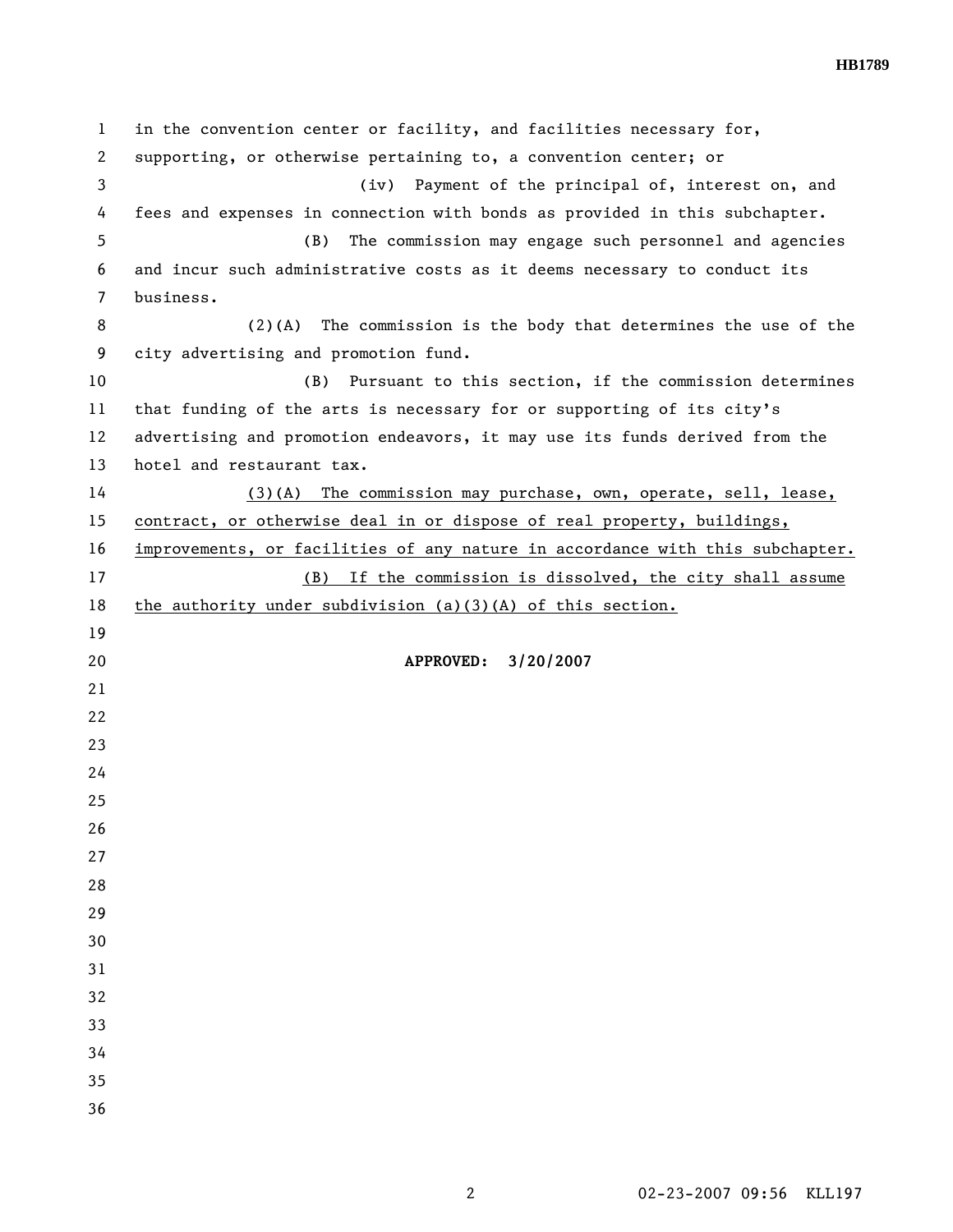in the convention center or facility, and facilities necessary for, supporting, or otherwise pertaining to, a convention center; or

(iv) Payment of the principal of, interest on, and fees and expenses in connection with bonds as provided in this subchapter.

(B) The commission may engage such personnel and agencies and incur such administrative costs as it deems necessary to conduct its business.

(2)(A) The commission is the body that determines the use of the city advertising and promotion fund.

(B) Pursuant to this section, if the commission determines that funding of the arts is necessary for or supporting of its city's advertising and promotion endeavors, it may use its funds derived from the hotel and restaurant tax.

<u>(3)(A) The commission may purchase, own, operate, sell, lease, contract, or otherwise deal in or dispose of real property, buildings, improvements, or facilities of any nature in accordance with this subchapter.</u>

<u>(B) If the commission is dissolved, the city shall assume the authority under subdivision (a)(3)(A) of this section.</u>

**APPROVED: 3/20/2007**